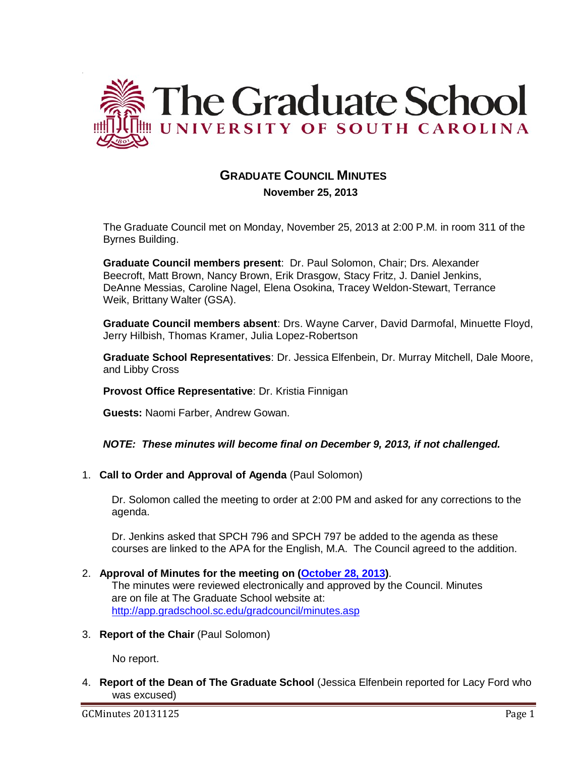# The Graduate School
UNIVERSITY OF SOUTH CAROLINA

## GRADUATE COUNCIL MINUTES

**November 25, 2013**

The Graduate Council met on Monday, November 25, 2013 at 2:00 P.M. in room 311 of the Byrnes Building.

**Graduate Council members present**: Dr. Paul Solomon, Chair; Drs. Alexander Beecroft, Matt Brown, Nancy Brown, Erik Drasgow, Stacy Fritz, J. Daniel Jenkins, DeAnne Messias, Caroline Nagel, Elena Osokina, Tracey Weldon-Stewart, Terrance Weik, Brittany Walter (GSA).

**Graduate Council members absent**: Drs. Wayne Carver, David Darmofal, Minuette Floyd, Jerry Hilbish, Thomas Kramer, Julia Lopez-Robertson

**Graduate School Representatives**: Dr. Jessica Elfenbein, Dr. Murray Mitchell, Dale Moore, and Libby Cross

**Provost Office Representative**: Dr. Kristia Finnigan

**Guests:** Naomi Farber, Andrew Gowan.

***NOTE: These minutes will become final on December 9, 2013, if not challenged.***

1. **Call to Order and Approval of Agenda** (Paul Solomon)

   Dr. Solomon called the meeting to order at 2:00 PM and asked for any corrections to the agenda.

   Dr. Jenkins asked that SPCH 796 and SPCH 797 be added to the agenda as these courses are linked to the APA for the English, M.A. The Council agreed to the addition.

2. **Approval of Minutes for the meeting on (October 28, 2013)**.
   The minutes were reviewed electronically and approved by the Council. Minutes are on file at The Graduate School website at: http://app.gradschool.sc.edu/gradcouncil/minutes.asp

3. **Report of the Chair** (Paul Solomon)

   No report.

4. **Report of the Dean of The Graduate School** (Jessica Elfenbein reported for Lacy Ford who was excused)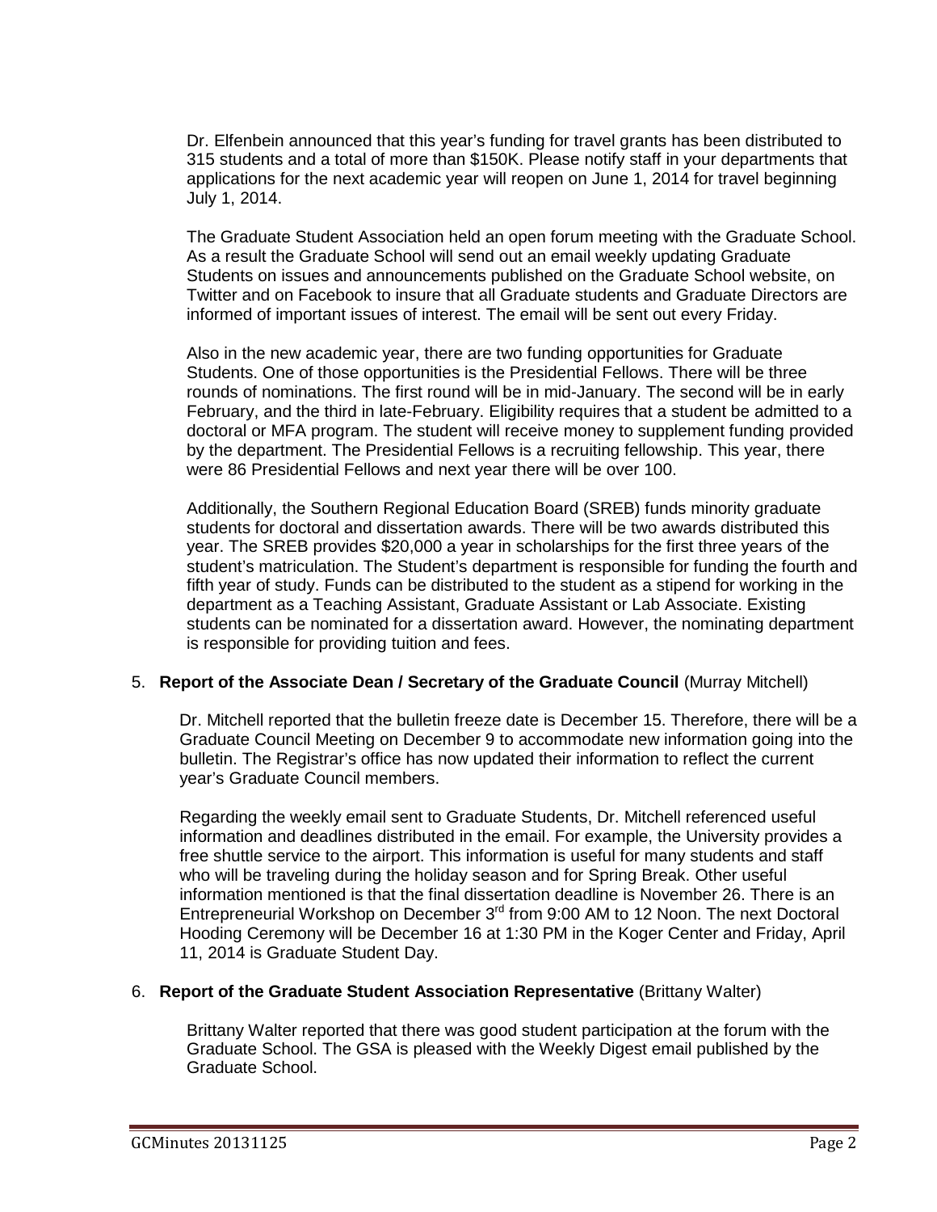Dr. Elfenbein announced that this year's funding for travel grants has been distributed to 315 students and a total of more than $150K. Please notify staff in your departments that applications for the next academic year will reopen on June 1, 2014 for travel beginning July 1, 2014.

The Graduate Student Association held an open forum meeting with the Graduate School. As a result the Graduate School will send out an email weekly updating Graduate Students on issues and announcements published on the Graduate School website, on Twitter and on Facebook to insure that all Graduate students and Graduate Directors are informed of important issues of interest. The email will be sent out every Friday.

Also in the new academic year, there are two funding opportunities for Graduate Students. One of those opportunities is the Presidential Fellows. There will be three rounds of nominations. The first round will be in mid-January. The second will be in early February, and the third in late-February. Eligibility requires that a student be admitted to a doctoral or MFA program. The student will receive money to supplement funding provided by the department. The Presidential Fellows is a recruiting fellowship. This year, there were 86 Presidential Fellows and next year there will be over 100.

Additionally, the Southern Regional Education Board (SREB) funds minority graduate students for doctoral and dissertation awards. There will be two awards distributed this year. The SREB provides $20,000 a year in scholarships for the first three years of the student's matriculation. The Student's department is responsible for funding the fourth and fifth year of study. Funds can be distributed to the student as a stipend for working in the department as a Teaching Assistant, Graduate Assistant or Lab Associate. Existing students can be nominated for a dissertation award. However, the nominating department is responsible for providing tuition and fees.

5. **Report of the Associate Dean / Secretary of the Graduate Council** (Murray Mitchell)

Dr. Mitchell reported that the bulletin freeze date is December 15. Therefore, there will be a Graduate Council Meeting on December 9 to accommodate new information going into the bulletin. The Registrar's office has now updated their information to reflect the current year's Graduate Council members.

Regarding the weekly email sent to Graduate Students, Dr. Mitchell referenced useful information and deadlines distributed in the email. For example, the University provides a free shuttle service to the airport. This information is useful for many students and staff who will be traveling during the holiday season and for Spring Break. Other useful information mentioned is that the final dissertation deadline is November 26. There is an Entrepreneurial Workshop on December 3rd from 9:00 AM to 12 Noon. The next Doctoral Hooding Ceremony will be December 16 at 1:30 PM in the Koger Center and Friday, April 11, 2014 is Graduate Student Day.

6. **Report of the Graduate Student Association Representative** (Brittany Walter)

Brittany Walter reported that there was good student participation at the forum with the Graduate School. The GSA is pleased with the Weekly Digest email published by the Graduate School.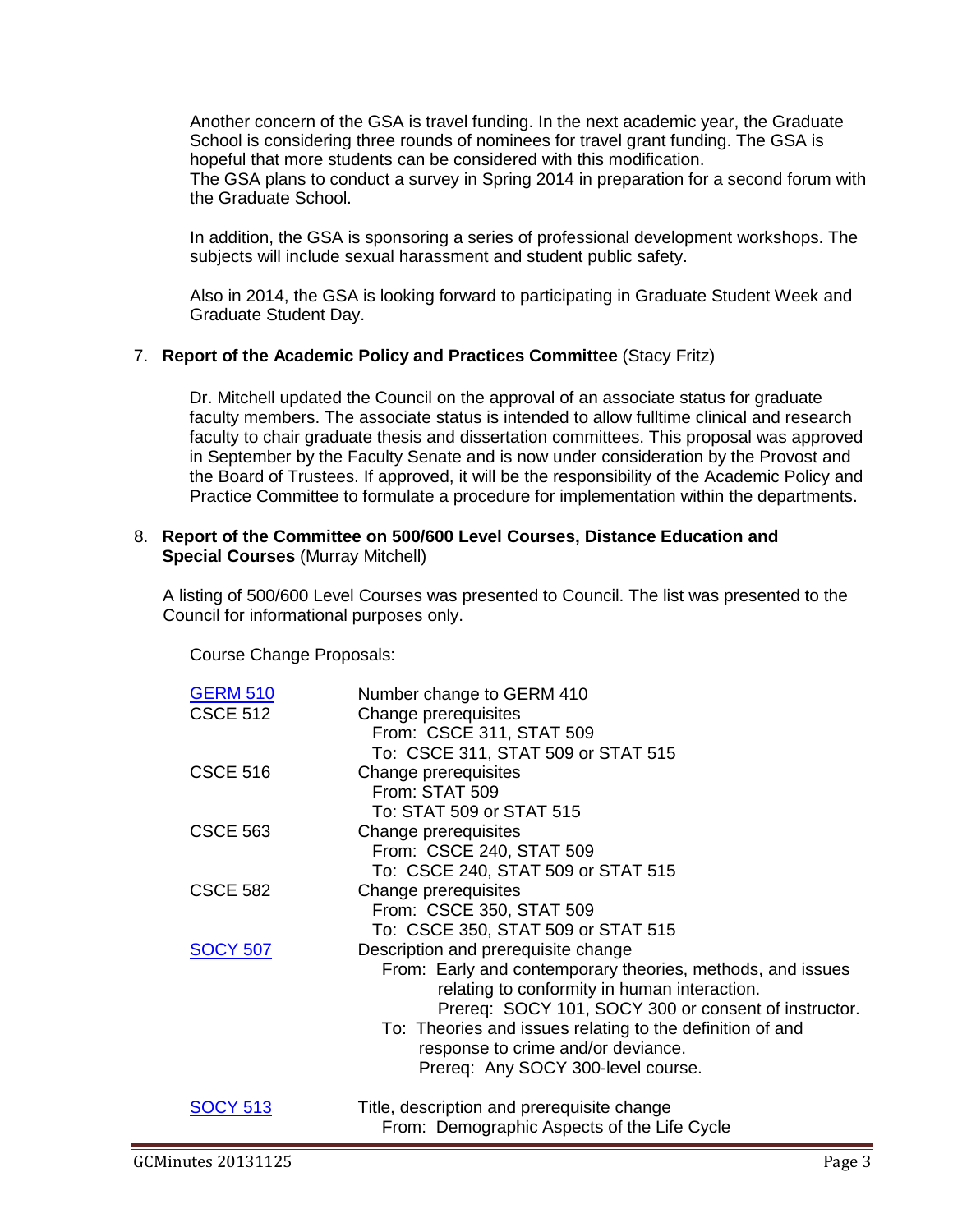Another concern of the GSA is travel funding. In the next academic year, the Graduate School is considering three rounds of nominees for travel grant funding. The GSA is hopeful that more students can be considered with this modification.
The GSA plans to conduct a survey in Spring 2014 in preparation for a second forum with the Graduate School.

In addition, the GSA is sponsoring a series of professional development workshops. The subjects will include sexual harassment and student public safety.

Also in 2014, the GSA is looking forward to participating in Graduate Student Week and Graduate Student Day.

7. **Report of the Academic Policy and Practices Committee** (Stacy Fritz)

   Dr. Mitchell updated the Council on the approval of an associate status for graduate faculty members. The associate status is intended to allow fulltime clinical and research faculty to chair graduate thesis and dissertation committees. This proposal was approved in September by the Faculty Senate and is now under consideration by the Provost and the Board of Trustees. If approved, it will be the responsibility of the Academic Policy and Practice Committee to formulate a procedure for implementation within the departments.

8. **Report of the Committee on 500/600 Level Courses, Distance Education and Special Courses** (Murray Mitchell)

A listing of 500/600 Level Courses was presented to Council. The list was presented to the Council for informational purposes only.

Course Change Proposals:

| | |
|---|---|
| GERM 510 | Number change to GERM 410 |
| CSCE 512 | Change prerequisites<br>From: CSCE 311, STAT 509<br>To: CSCE 311, STAT 509 or STAT 515 |
| CSCE 516 | Change prerequisites<br>From: STAT 509<br>To: STAT 509 or STAT 515 |
| CSCE 563 | Change prerequisites<br>From: CSCE 240, STAT 509<br>To: CSCE 240, STAT 509 or STAT 515 |
| CSCE 582 | Change prerequisites<br>From: CSCE 350, STAT 509<br>To: CSCE 350, STAT 509 or STAT 515 |
| SOCY 507 | Description and prerequisite change<br>From: Early and contemporary theories, methods, and issues relating to conformity in human interaction.<br>Prereq: SOCY 101, SOCY 300 or consent of instructor.<br>To: Theories and issues relating to the definition of and response to crime and/or deviance.<br>Prereq: Any SOCY 300-level course. |
| SOCY 513 | Title, description and prerequisite change<br>From: Demographic Aspects of the Life Cycle |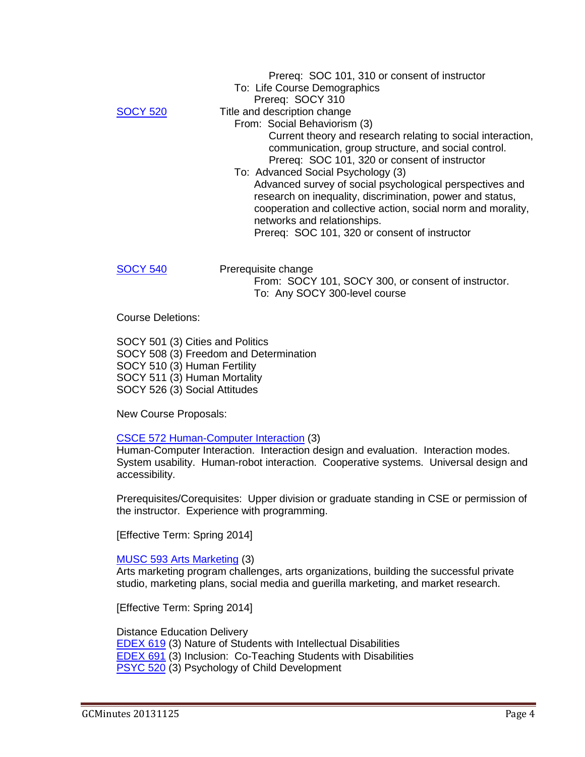Prereq: SOC 101, 310 or consent of instructor

To: Life Course Demographics

Prereq: SOCY 310

[SOCY 520](#) Title and description change

From: Social Behaviorism (3)

Current theory and research relating to social interaction, communication, group structure, and social control.

Prereq: SOC 101, 320 or consent of instructor

To: Advanced Social Psychology (3)

Advanced survey of social psychological perspectives and research on inequality, discrimination, power and status, cooperation and collective action, social norm and morality, networks and relationships.

Prereq: SOC 101, 320 or consent of instructor

[SOCY 540](#) Prerequisite change

From: SOCY 101, SOCY 300, or consent of instructor.

To: Any SOCY 300-level course

Course Deletions:

SOCY 501 (3) Cities and Politics
SOCY 508 (3) Freedom and Determination
SOCY 510 (3) Human Fertility
SOCY 511 (3) Human Mortality
SOCY 526 (3) Social Attitudes

New Course Proposals:

[CSCE 572 Human-Computer Interaction](#) (3)
Human-Computer Interaction. Interaction design and evaluation. Interaction modes. System usability. Human-robot interaction. Cooperative systems. Universal design and accessibility.

Prerequisites/Corequisites: Upper division or graduate standing in CSE or permission of the instructor. Experience with programming.

[Effective Term: Spring 2014]

[MUSC 593 Arts Marketing](#) (3)
Arts marketing program challenges, arts organizations, building the successful private studio, marketing plans, social media and guerilla marketing, and market research.

[Effective Term: Spring 2014]

Distance Education Delivery
[EDEX 619](#) (3) Nature of Students with Intellectual Disabilities
[EDEX 691](#) (3) Inclusion: Co-Teaching Students with Disabilities
[PSYC 520](#) (3) Psychology of Child Development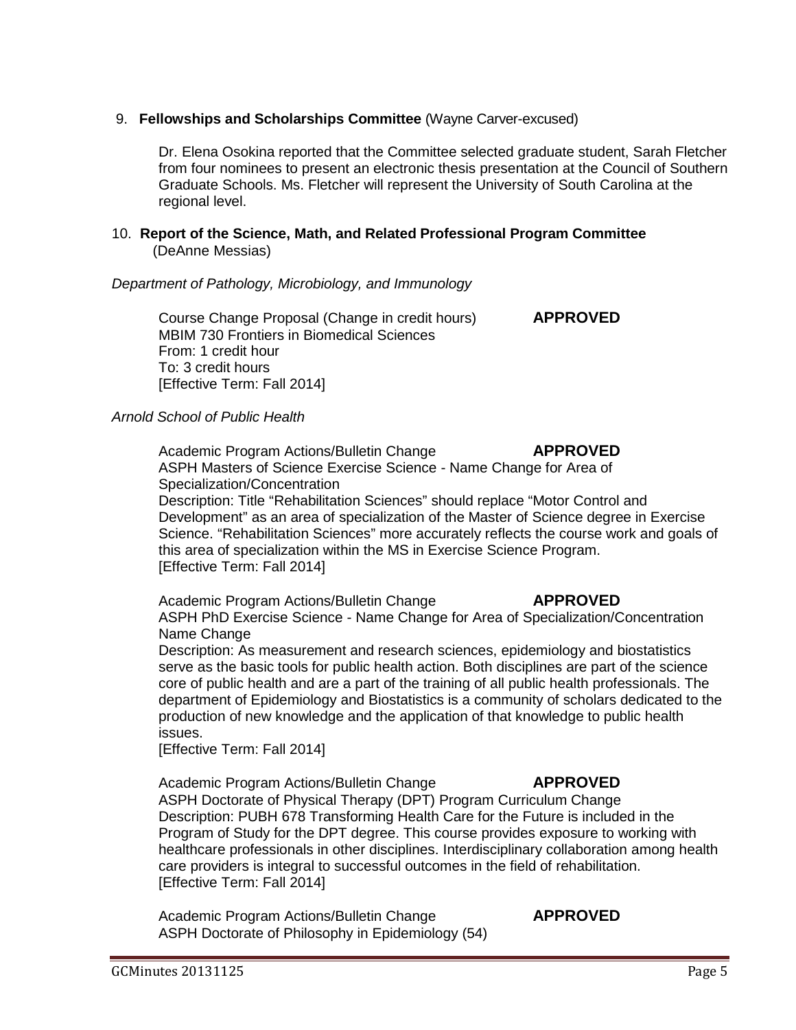9. **Fellowships and Scholarships Committee** (Wayne Carver-excused)

Dr. Elena Osokina reported that the Committee selected graduate student, Sarah Fletcher from four nominees to present an electronic thesis presentation at the Council of Southern Graduate Schools. Ms. Fletcher will represent the University of South Carolina at the regional level.

10. **Report of the Science, Math, and Related Professional Program Committee** (DeAnne Messias)

*Department of Pathology, Microbiology, and Immunology*

Course Change Proposal (Change in credit hours) **APPROVED**
MBIM 730 Frontiers in Biomedical Sciences
From: 1 credit hour
To: 3 credit hours
[Effective Term: Fall 2014]

*Arnold School of Public Health*

Academic Program Actions/Bulletin Change **APPROVED**
ASPH Masters of Science Exercise Science - Name Change for Area of Specialization/Concentration
Description: Title "Rehabilitation Sciences" should replace "Motor Control and Development" as an area of specialization of the Master of Science degree in Exercise Science. "Rehabilitation Sciences" more accurately reflects the course work and goals of this area of specialization within the MS in Exercise Science Program.
[Effective Term: Fall 2014]

Academic Program Actions/Bulletin Change **APPROVED**
ASPH PhD Exercise Science - Name Change for Area of Specialization/Concentration Name Change
Description: As measurement and research sciences, epidemiology and biostatistics serve as the basic tools for public health action. Both disciplines are part of the science core of public health and are a part of the training of all public health professionals. The department of Epidemiology and Biostatistics is a community of scholars dedicated to the production of new knowledge and the application of that knowledge to public health issues.
[Effective Term: Fall 2014]

Academic Program Actions/Bulletin Change **APPROVED**
ASPH Doctorate of Physical Therapy (DPT) Program Curriculum Change
Description: PUBH 678 Transforming Health Care for the Future is included in the Program of Study for the DPT degree. This course provides exposure to working with healthcare professionals in other disciplines. Interdisciplinary collaboration among health care providers is integral to successful outcomes in the field of rehabilitation.
[Effective Term: Fall 2014]

Academic Program Actions/Bulletin Change **APPROVED**
ASPH Doctorate of Philosophy in Epidemiology (54)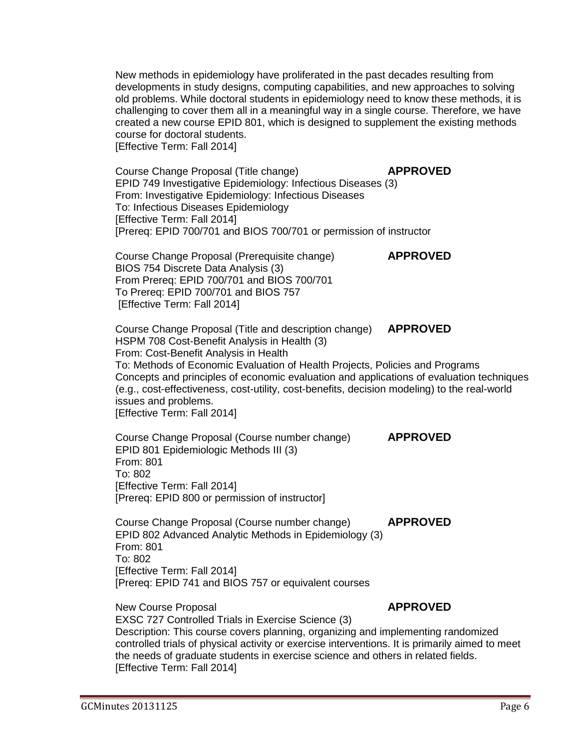New methods in epidemiology have proliferated in the past decades resulting from developments in study designs, computing capabilities, and new approaches to solving old problems. While doctoral students in epidemiology need to know these methods, it is challenging to cover them all in a meaningful way in a single course. Therefore, we have created a new course EPID 801, which is designed to supplement the existing methods course for doctoral students.
[Effective Term: Fall 2014]

Course Change Proposal (Title change) **APPROVED**
EPID 749 Investigative Epidemiology: Infectious Diseases (3)
From: Investigative Epidemiology: Infectious Diseases
To: Infectious Diseases Epidemiology
[Effective Term: Fall 2014]
[Prereq: EPID 700/701 and BIOS 700/701 or permission of instructor

Course Change Proposal (Prerequisite change) **APPROVED**
BIOS 754 Discrete Data Analysis (3)
From Prereq: EPID 700/701 and BIOS 700/701
To Prereq: EPID 700/701 and BIOS 757
[Effective Term: Fall 2014]

Course Change Proposal (Title and description change) **APPROVED**
HSPM 708 Cost-Benefit Analysis in Health (3)
From: Cost-Benefit Analysis in Health
To: Methods of Economic Evaluation of Health Projects, Policies and Programs
Concepts and principles of economic evaluation and applications of evaluation techniques (e.g., cost-effectiveness, cost-utility, cost-benefits, decision modeling) to the real-world issues and problems.
[Effective Term: Fall 2014]

Course Change Proposal (Course number change) **APPROVED**
EPID 801 Epidemiologic Methods III (3)
From: 801
To: 802
[Effective Term: Fall 2014]
[Prereq: EPID 800 or permission of instructor]

Course Change Proposal (Course number change) **APPROVED**
EPID 802 Advanced Analytic Methods in Epidemiology (3)
From: 801
To: 802
[Effective Term: Fall 2014]
[Prereq: EPID 741 and BIOS 757 or equivalent courses

New Course Proposal **APPROVED**
EXSC 727 Controlled Trials in Exercise Science (3)
Description: This course covers planning, organizing and implementing randomized controlled trials of physical activity or exercise interventions. It is primarily aimed to meet the needs of graduate students in exercise science and others in related fields.
[Effective Term: Fall 2014]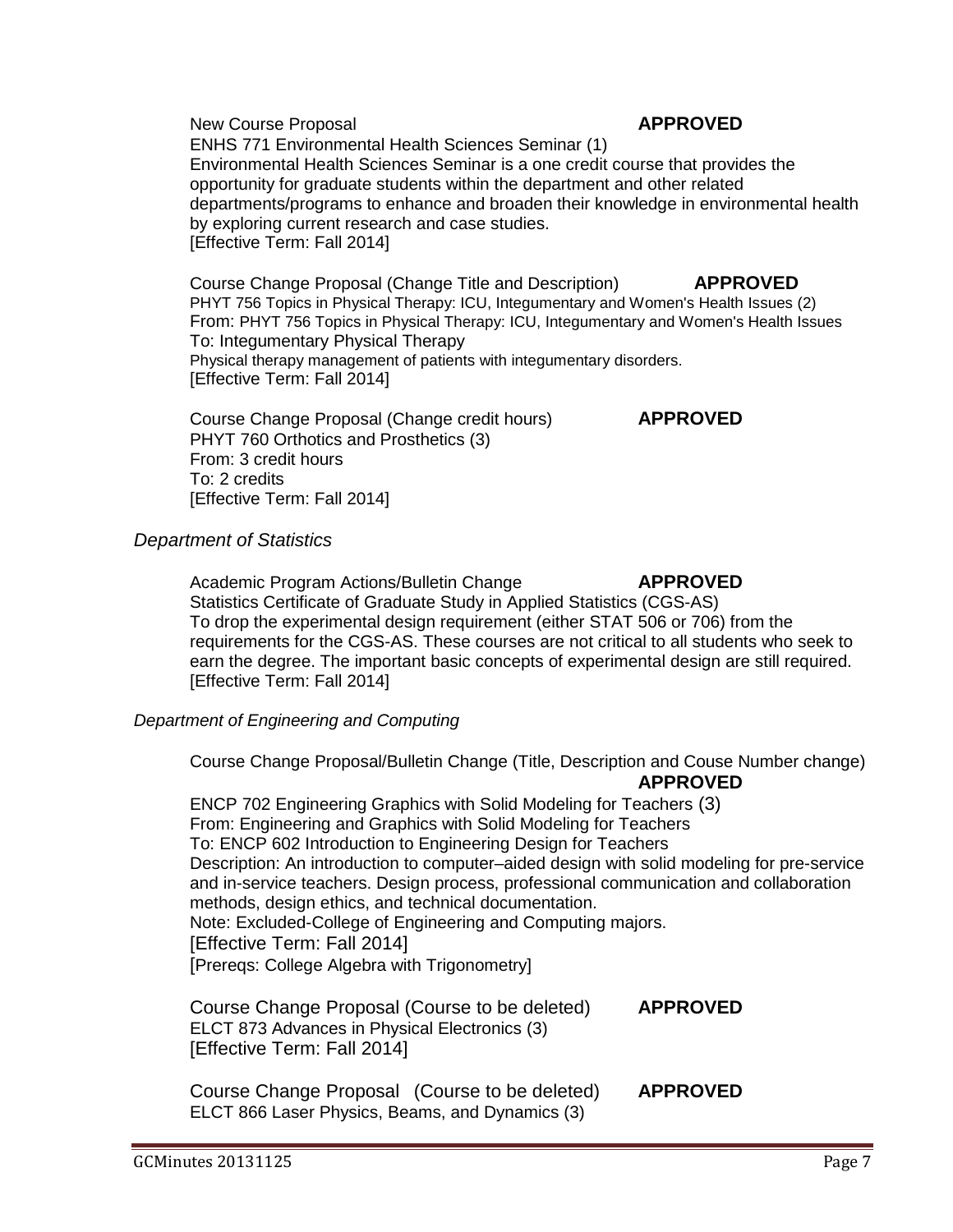New Course Proposal **APPROVED**
ENHS 771 Environmental Health Sciences Seminar (1)
Environmental Health Sciences Seminar is a one credit course that provides the opportunity for graduate students within the department and other related departments/programs to enhance and broaden their knowledge in environmental health by exploring current research and case studies.
[Effective Term: Fall 2014]

Course Change Proposal (Change Title and Description) **APPROVED**
PHYT 756 Topics in Physical Therapy: ICU, Integumentary and Women's Health Issues (2)
From: PHYT 756 Topics in Physical Therapy: ICU, Integumentary and Women's Health Issues
To: Integumentary Physical Therapy
Physical therapy management of patients with integumentary disorders.
[Effective Term: Fall 2014]

Course Change Proposal (Change credit hours) **APPROVED**
PHYT 760 Orthotics and Prosthetics (3)
From: 3 credit hours
To: 2 credits
[Effective Term: Fall 2014]

*Department of Statistics*

Academic Program Actions/Bulletin Change **APPROVED**
Statistics Certificate of Graduate Study in Applied Statistics (CGS-AS)
To drop the experimental design requirement (either STAT 506 or 706) from the requirements for the CGS-AS. These courses are not critical to all students who seek to earn the degree. The important basic concepts of experimental design are still required.
[Effective Term: Fall 2014]

*Department of Engineering and Computing*

Course Change Proposal/Bulletin Change (Title, Description and Couse Number change) **APPROVED**
ENCP 702 Engineering Graphics with Solid Modeling for Teachers (3)
From: Engineering and Graphics with Solid Modeling for Teachers
To: ENCP 602 Introduction to Engineering Design for Teachers
Description: An introduction to computer–aided design with solid modeling for pre-service and in-service teachers. Design process, professional communication and collaboration methods, design ethics, and technical documentation.
Note: Excluded-College of Engineering and Computing majors.
[Effective Term: Fall 2014]
[Prereqs: College Algebra with Trigonometry]

Course Change Proposal (Course to be deleted) **APPROVED**
ELCT 873 Advances in Physical Electronics (3)
[Effective Term: Fall 2014]

Course Change Proposal (Course to be deleted) **APPROVED**
ELCT 866 Laser Physics, Beams, and Dynamics (3)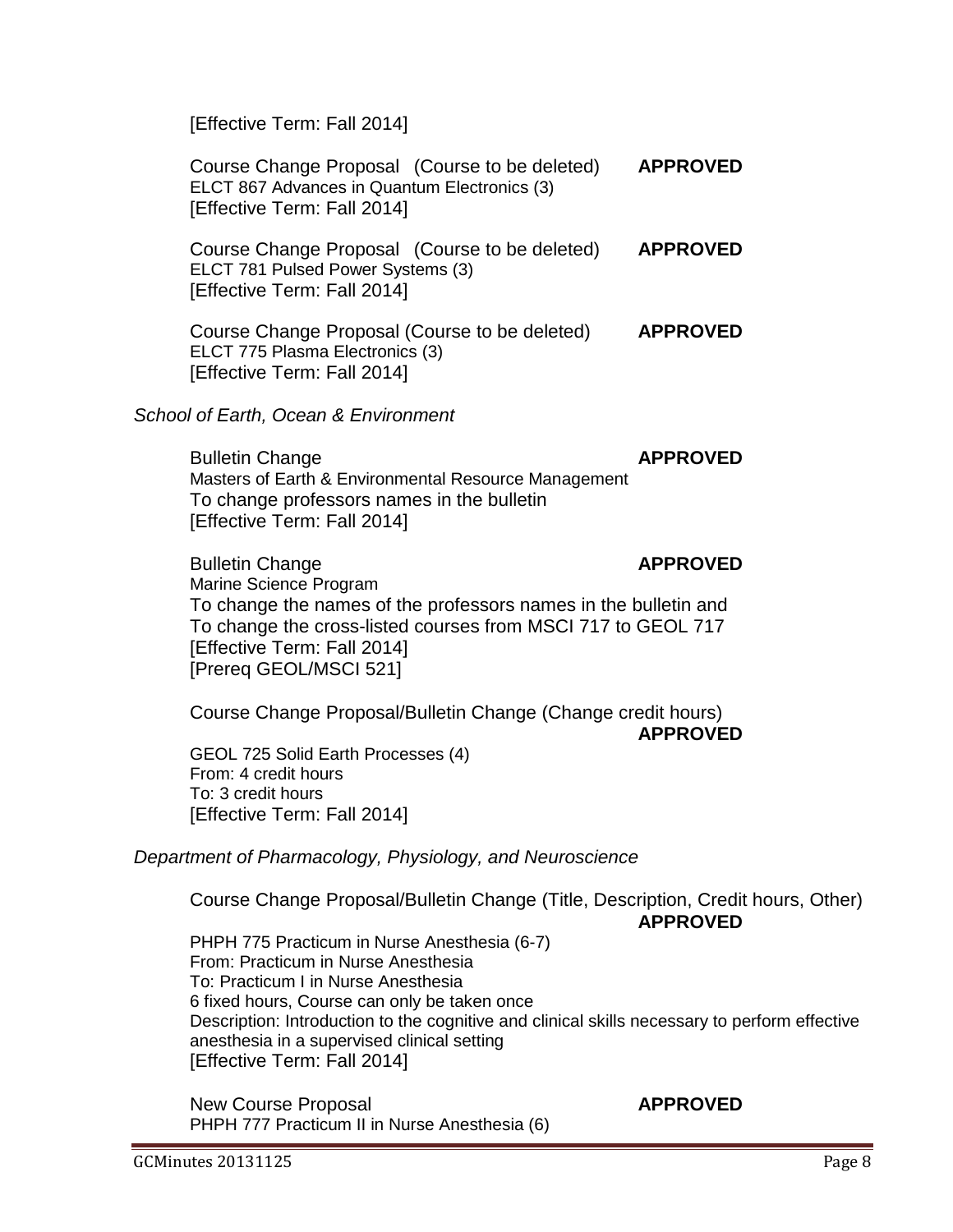[Effective Term: Fall 2014]

Course Change Proposal (Course to be deleted) **APPROVED**
ELCT 867 Advances in Quantum Electronics (3)
[Effective Term: Fall 2014]

Course Change Proposal (Course to be deleted) **APPROVED**
ELCT 781 Pulsed Power Systems (3)
[Effective Term: Fall 2014]

Course Change Proposal (Course to be deleted) **APPROVED**
ELCT 775 Plasma Electronics (3)
[Effective Term: Fall 2014]

*School of Earth, Ocean & Environment*

Bulletin Change **APPROVED**
Masters of Earth & Environmental Resource Management
To change professors names in the bulletin
[Effective Term: Fall 2014]

Bulletin Change **APPROVED**
Marine Science Program
To change the names of the professors names in the bulletin and
To change the cross-listed courses from MSCI 717 to GEOL 717
[Effective Term: Fall 2014]
[Prereq GEOL/MSCI 521]

Course Change Proposal/Bulletin Change (Change credit hours)
**APPROVED**
GEOL 725 Solid Earth Processes (4)
From: 4 credit hours
To: 3 credit hours
[Effective Term: Fall 2014]

*Department of Pharmacology, Physiology, and Neuroscience*

Course Change Proposal/Bulletin Change (Title, Description, Credit hours, Other)
**APPROVED**
PHPH 775 Practicum in Nurse Anesthesia (6-7)
From: Practicum in Nurse Anesthesia
To: Practicum I in Nurse Anesthesia
6 fixed hours, Course can only be taken once
Description: Introduction to the cognitive and clinical skills necessary to perform effective anesthesia in a supervised clinical setting
[Effective Term: Fall 2014]

New Course Proposal **APPROVED**
PHPH 777 Practicum II in Nurse Anesthesia (6)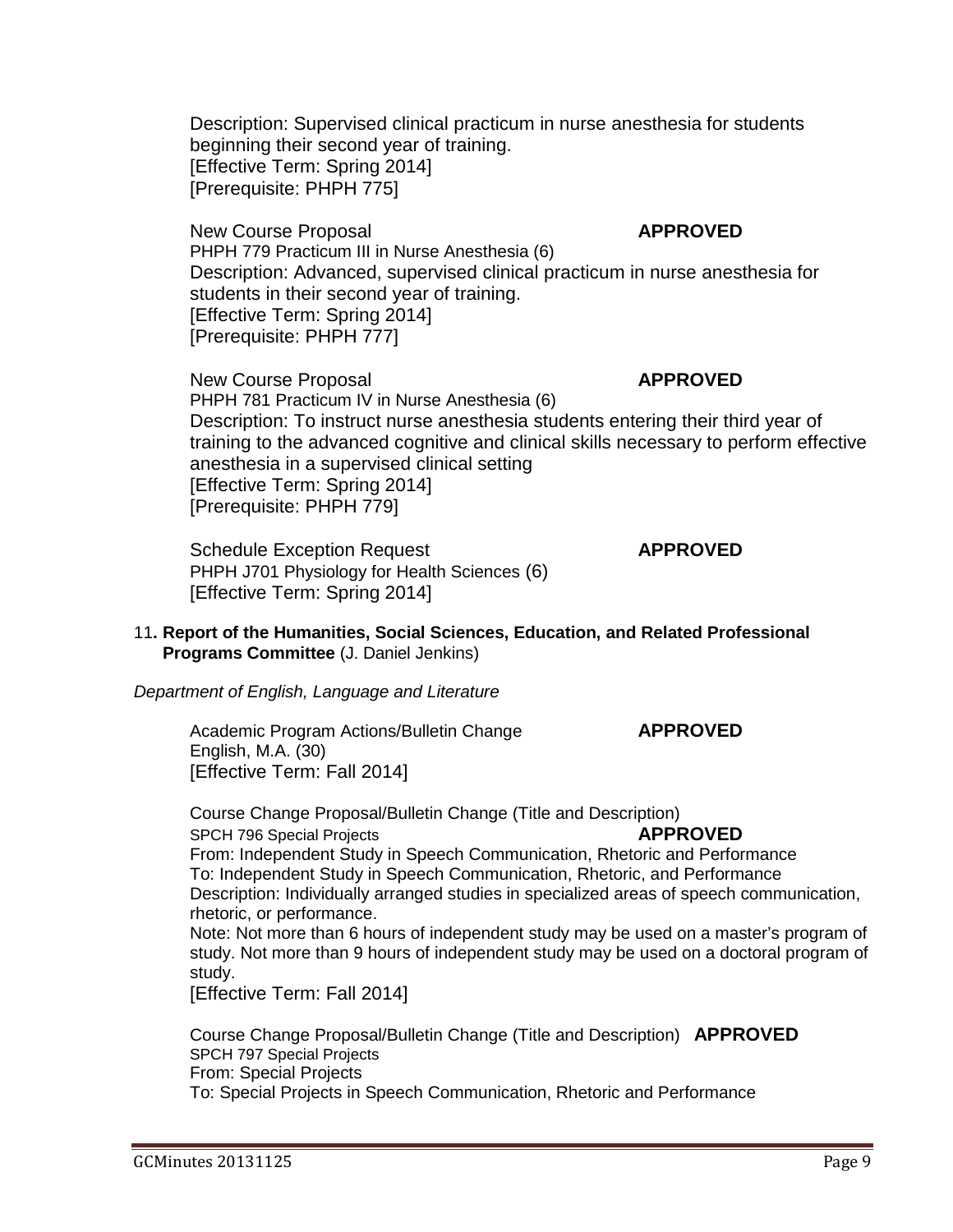Description: Supervised clinical practicum in nurse anesthesia for students beginning their second year of training.
[Effective Term: Spring 2014]
[Prerequisite: PHPH 775]

New Course Proposal **APPROVED**
PHPH 779 Practicum III in Nurse Anesthesia (6)
Description: Advanced, supervised clinical practicum in nurse anesthesia for students in their second year of training.
[Effective Term: Spring 2014]
[Prerequisite: PHPH 777]

New Course Proposal **APPROVED**
PHPH 781 Practicum IV in Nurse Anesthesia (6)
Description: To instruct nurse anesthesia students entering their third year of training to the advanced cognitive and clinical skills necessary to perform effective anesthesia in a supervised clinical setting
[Effective Term: Spring 2014]
[Prerequisite: PHPH 779]

Schedule Exception Request **APPROVED**
PHPH J701 Physiology for Health Sciences (6)
[Effective Term: Spring 2014]

11**. Report of the Humanities, Social Sciences, Education, and Related Professional Programs Committee** (J. Daniel Jenkins)

*Department of English, Language and Literature*

Academic Program Actions/Bulletin Change **APPROVED**
English, M.A. (30)
[Effective Term: Fall 2014]

Course Change Proposal/Bulletin Change (Title and Description)
SPCH 796 Special Projects **APPROVED**
From: Independent Study in Speech Communication, Rhetoric and Performance
To: Independent Study in Speech Communication, Rhetoric, and Performance
Description: Individually arranged studies in specialized areas of speech communication, rhetoric, or performance.
Note: Not more than 6 hours of independent study may be used on a master's program of study. Not more than 9 hours of independent study may be used on a doctoral program of study.
[Effective Term: Fall 2014]

Course Change Proposal/Bulletin Change (Title and Description) **APPROVED**
SPCH 797 Special Projects
From: Special Projects
To: Special Projects in Speech Communication, Rhetoric and Performance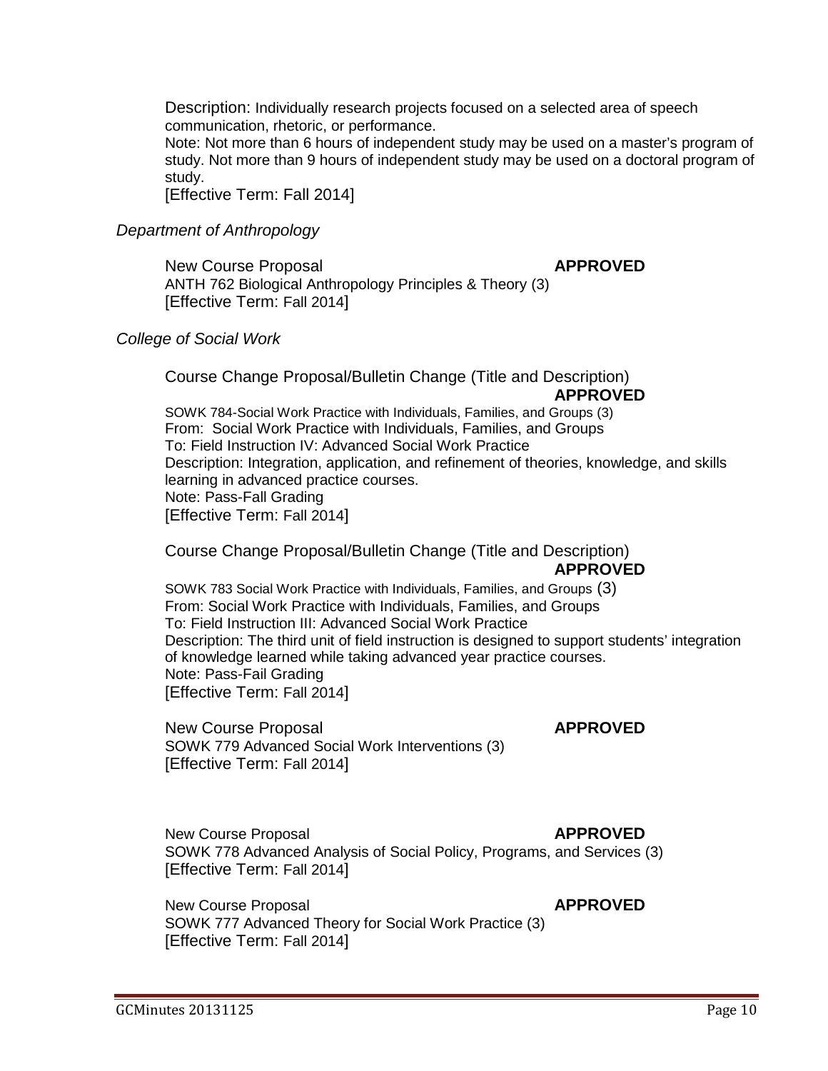Description: Individually research projects focused on a selected area of speech communication, rhetoric, or performance.
Note: Not more than 6 hours of independent study may be used on a master's program of study. Not more than 9 hours of independent study may be used on a doctoral program of study.
[Effective Term: Fall 2014]

*Department of Anthropology*

New Course Proposal **APPROVED**
ANTH 762 Biological Anthropology Principles & Theory (3)
[Effective Term: Fall 2014]

*College of Social Work*

Course Change Proposal/Bulletin Change (Title and Description) **APPROVED**
SOWK 784-Social Work Practice with Individuals, Families, and Groups (3)
From: Social Work Practice with Individuals, Families, and Groups
To: Field Instruction IV: Advanced Social Work Practice
Description: Integration, application, and refinement of theories, knowledge, and skills learning in advanced practice courses.
Note: Pass-Fall Grading
[Effective Term: Fall 2014]

Course Change Proposal/Bulletin Change (Title and Description) **APPROVED**
SOWK 783 Social Work Practice with Individuals, Families, and Groups (3)
From: Social Work Practice with Individuals, Families, and Groups
To: Field Instruction III: Advanced Social Work Practice
Description: The third unit of field instruction is designed to support students' integration of knowledge learned while taking advanced year practice courses.
Note: Pass-Fail Grading
[Effective Term: Fall 2014]

New Course Proposal **APPROVED**
SOWK 779 Advanced Social Work Interventions (3)
[Effective Term: Fall 2014]

New Course Proposal **APPROVED**
SOWK 778 Advanced Analysis of Social Policy, Programs, and Services (3)
[Effective Term: Fall 2014]

New Course Proposal **APPROVED**
SOWK 777 Advanced Theory for Social Work Practice (3)
[Effective Term: Fall 2014]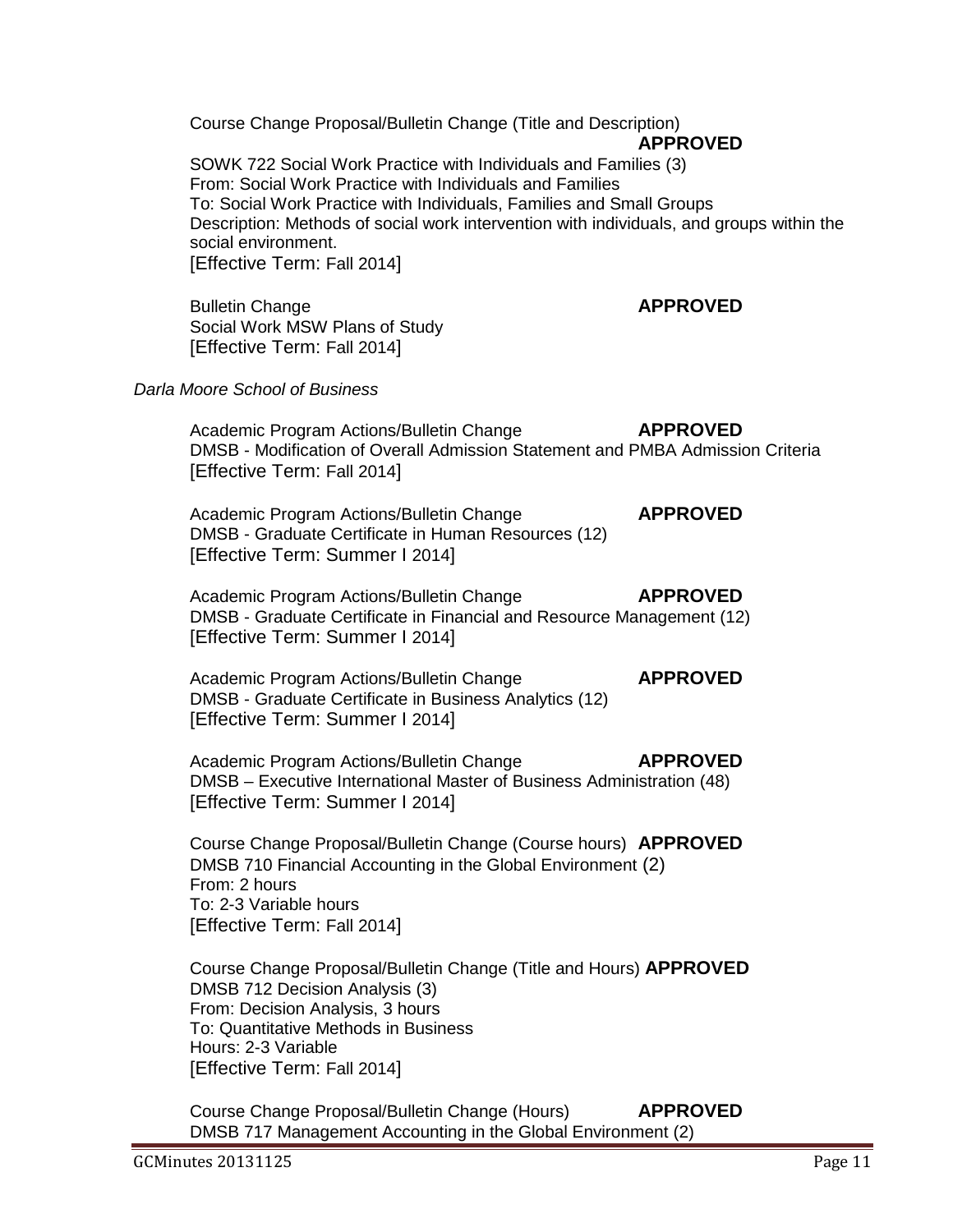Course Change Proposal/Bulletin Change (Title and Description) **APPROVED**

SOWK 722 Social Work Practice with Individuals and Families (3)
From: Social Work Practice with Individuals and Families
To: Social Work Practice with Individuals, Families and Small Groups
Description: Methods of social work intervention with individuals, and groups within the social environment.
[Effective Term: Fall 2014]

Bulletin Change **APPROVED**
Social Work MSW Plans of Study
[Effective Term: Fall 2014]

*Darla Moore School of Business*

Academic Program Actions/Bulletin Change **APPROVED**
DMSB - Modification of Overall Admission Statement and PMBA Admission Criteria
[Effective Term: Fall 2014]

Academic Program Actions/Bulletin Change **APPROVED**
DMSB - Graduate Certificate in Human Resources (12)
[Effective Term: Summer I 2014]

Academic Program Actions/Bulletin Change **APPROVED**
DMSB - Graduate Certificate in Financial and Resource Management (12)
[Effective Term: Summer I 2014]

Academic Program Actions/Bulletin Change **APPROVED**
DMSB - Graduate Certificate in Business Analytics (12)
[Effective Term: Summer I 2014]

Academic Program Actions/Bulletin Change **APPROVED**
DMSB – Executive International Master of Business Administration (48)
[Effective Term: Summer I 2014]

Course Change Proposal/Bulletin Change (Course hours) **APPROVED**
DMSB 710 Financial Accounting in the Global Environment (2)
From: 2 hours
To: 2-3 Variable hours
[Effective Term: Fall 2014]

Course Change Proposal/Bulletin Change (Title and Hours) **APPROVED**
DMSB 712 Decision Analysis (3)
From: Decision Analysis, 3 hours
To: Quantitative Methods in Business
Hours: 2-3 Variable
[Effective Term: Fall 2014]

Course Change Proposal/Bulletin Change (Hours) **APPROVED**
DMSB 717 Management Accounting in the Global Environment (2)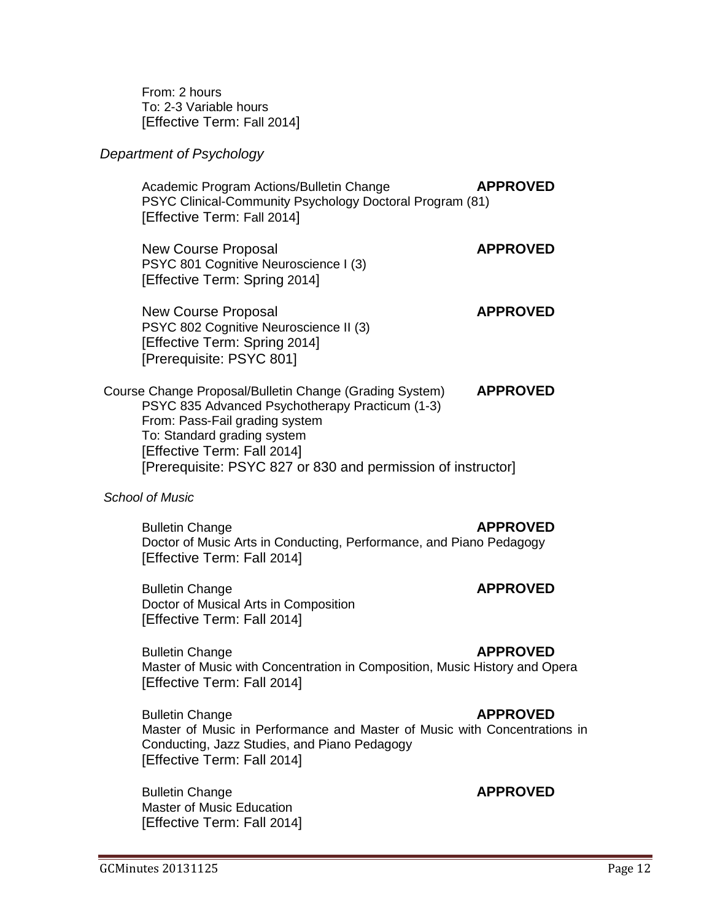From: 2 hours
To: 2-3 Variable hours
[Effective Term: Fall 2014]

*Department of Psychology*

Academic Program Actions/Bulletin Change **APPROVED**
PSYC Clinical-Community Psychology Doctoral Program (81)
[Effective Term: Fall 2014]

New Course Proposal **APPROVED**
PSYC 801 Cognitive Neuroscience I (3)
[Effective Term: Spring 2014]

New Course Proposal **APPROVED**
PSYC 802 Cognitive Neuroscience II (3)
[Effective Term: Spring 2014]
[Prerequisite: PSYC 801]

Course Change Proposal/Bulletin Change (Grading System) **APPROVED**
PSYC 835 Advanced Psychotherapy Practicum (1-3)
From: Pass-Fail grading system
To: Standard grading system
[Effective Term: Fall 2014]
[Prerequisite: PSYC 827 or 830 and permission of instructor]

*School of Music*

Bulletin Change **APPROVED**
Doctor of Music Arts in Conducting, Performance, and Piano Pedagogy
[Effective Term: Fall 2014]

Bulletin Change **APPROVED**
Doctor of Musical Arts in Composition
[Effective Term: Fall 2014]

Bulletin Change **APPROVED**
Master of Music with Concentration in Composition, Music History and Opera
[Effective Term: Fall 2014]

Bulletin Change **APPROVED**
Master of Music in Performance and Master of Music with Concentrations in Conducting, Jazz Studies, and Piano Pedagogy
[Effective Term: Fall 2014]

Bulletin Change **APPROVED**
Master of Music Education
[Effective Term: Fall 2014]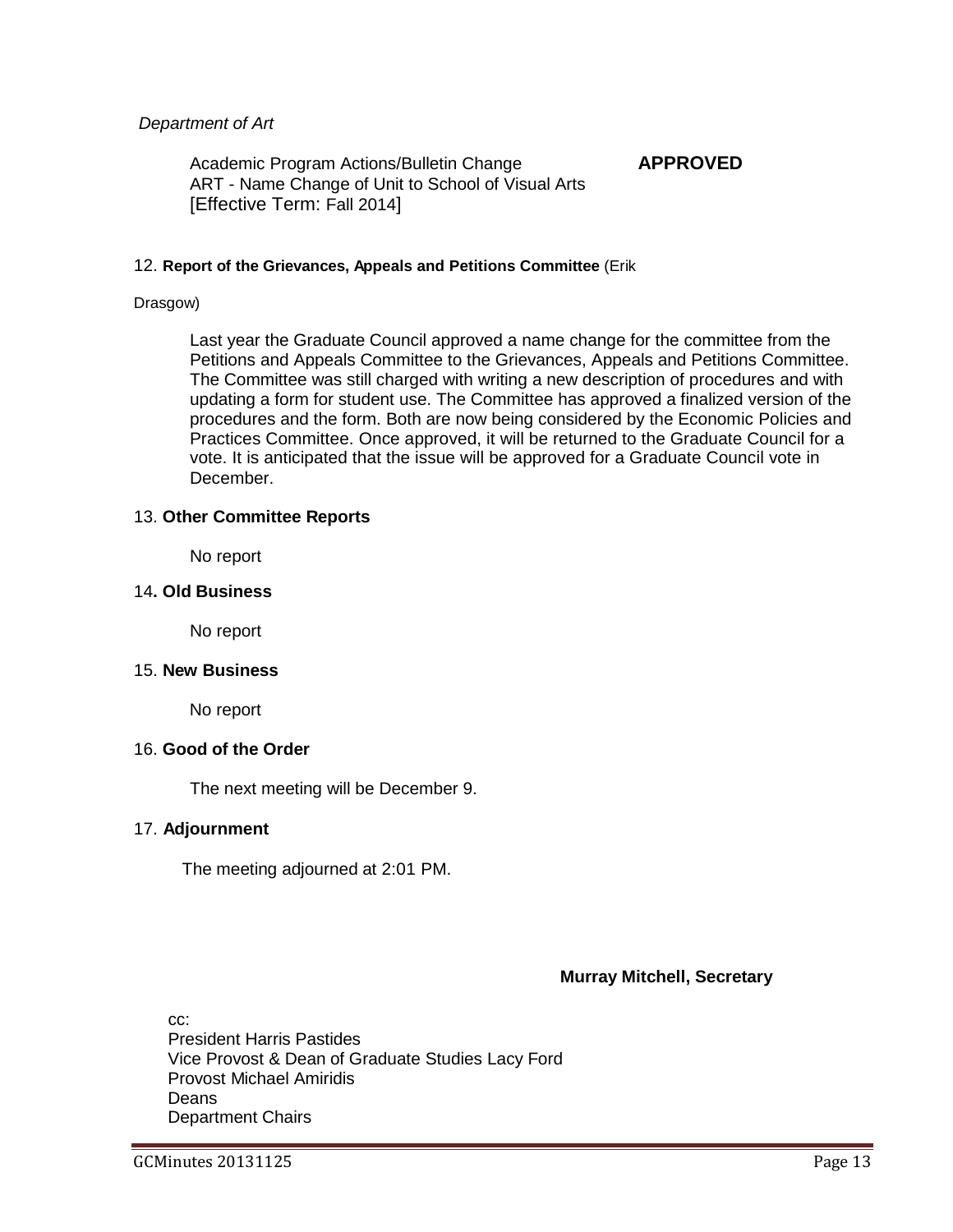*Department of Art*

Academic Program Actions/Bulletin Change **APPROVED**
ART - Name Change of Unit to School of Visual Arts
[Effective Term: Fall 2014]

12. **Report of the Grievances, Appeals and Petitions Committee** (Erik Drasgow)

Last year the Graduate Council approved a name change for the committee from the Petitions and Appeals Committee to the Grievances, Appeals and Petitions Committee. The Committee was still charged with writing a new description of procedures and with updating a form for student use. The Committee has approved a finalized version of the procedures and the form. Both are now being considered by the Economic Policies and Practices Committee. Once approved, it will be returned to the Graduate Council for a vote. It is anticipated that the issue will be approved for a Graduate Council vote in December.

13. **Other Committee Reports**

No report

14**. Old Business**

No report

15. **New Business**

No report

16. **Good of the Order**

The next meeting will be December 9.

17. **Adjournment**

The meeting adjourned at 2:01 PM.

**Murray Mitchell, Secretary**

cc:
President Harris Pastides
Vice Provost & Dean of Graduate Studies Lacy Ford
Provost Michael Amiridis
Deans
Department Chairs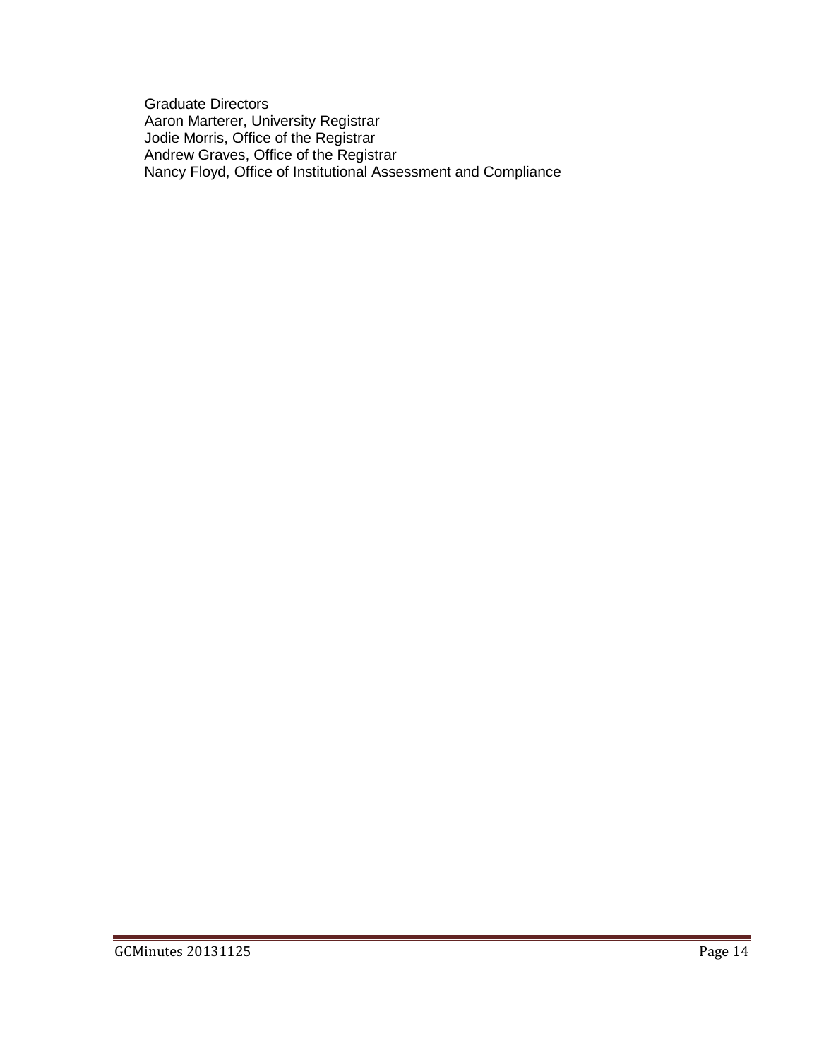Graduate Directors
Aaron Marterer, University Registrar
Jodie Morris, Office of the Registrar
Andrew Graves, Office of the Registrar
Nancy Floyd, Office of Institutional Assessment and Compliance